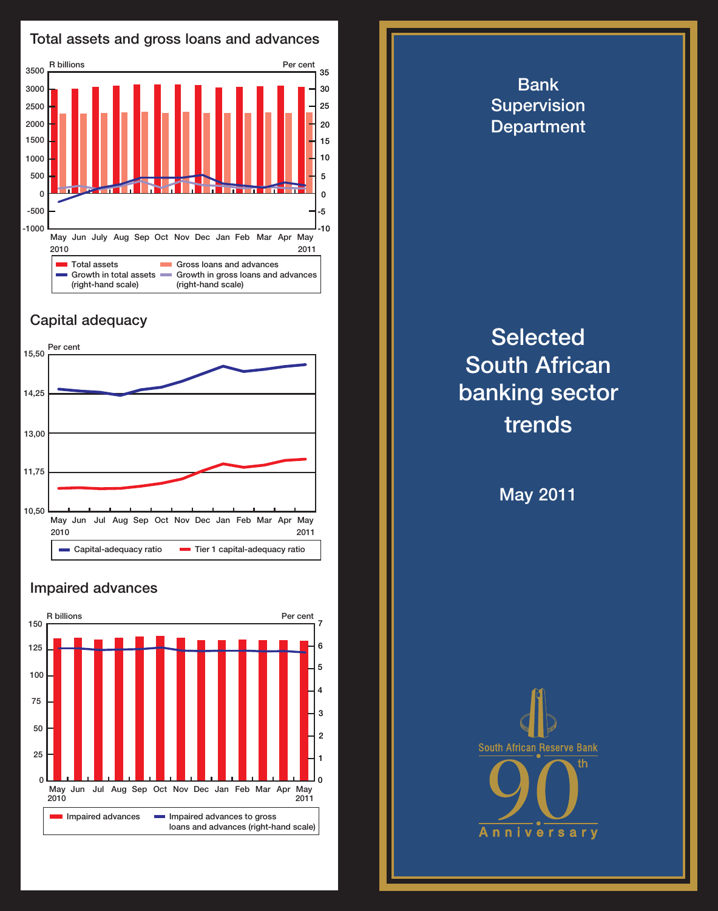## Total assets and gross loans and advances

R billions | Per cent

3500 | 3000 | 2500 | 2000 | 1500 | 1000 | 500 | 0 | -500 | -1000

35 | 30 | 25 | 20 | 15 | 10 | 5 | 0 | -5 | -10

May 2010 | Jun | July | Aug | Sep | Oct | Nov | Dec | Jan | Feb | Mar | Apr | May 2011

- Total assets
- Growth in total assets (right-hand scale)
- Gross loans and advances
- Growth in gross loans and advances (right-hand scale)

## Capital adequacy

Per cent

15,50 | 14,25 | 13,00 | 11,75 | 10,50

May 2010 | Jun | Jul | Aug | Sep | Oct | Nov | Dec | Jan | Feb | Mar | Apr | May 2011

- Capital-adequacy ratio
- Tier 1 capital-adequacy ratio

## Impaired advances

R billions | Per cent

150 | 125 | 100 | 75 | 50 | 25 | 0

7 | 6 | 5 | 4 | 3 | 2 | 1 | 0

May 2010 | Jun | Jul | Aug | Sep | Oct | Nov | Dec | Jan | Feb | Mar | Apr | May 2011

- Impaired advances
- Impaired advances to gross loans and advances (right-hand scale)

# Bank Supervision Department

# Selected South African banking sector trends

## May 2011

South African Reserve Bank

90th Anniversary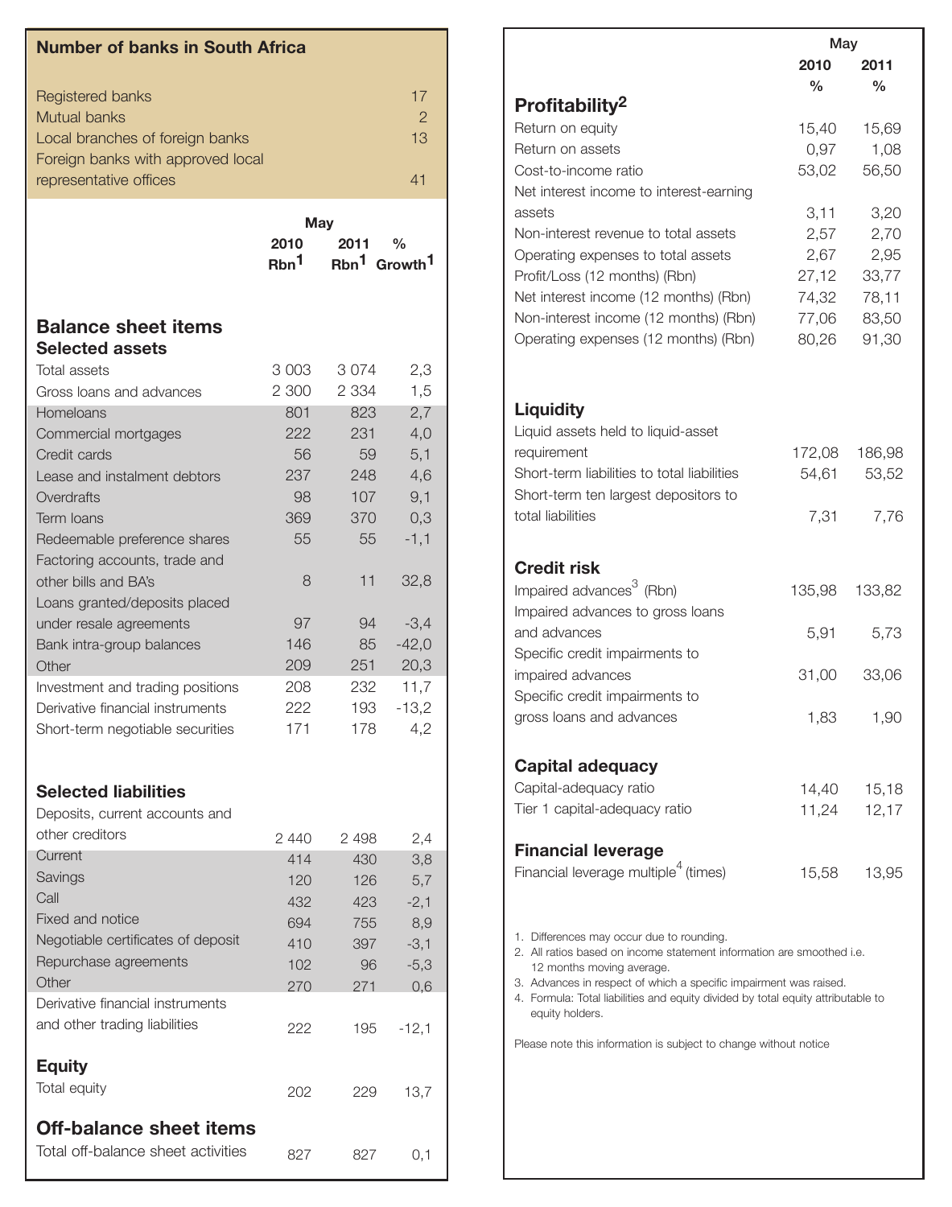## Number of banks in South Africa

| | |
|---|---|
| Registered banks | 17 |
| Mutual banks | 2 |
| Local branches of foreign banks | 13 |
| Foreign banks with approved local representative offices | 41 |

| | May 2010 Rbn[1] | May 2011 Rbn[1] | % Growth[1] |
|---|---|---|---|
| **Balance sheet items** | | | |
| **Selected assets** | | | |
| Total assets | 3 003 | 3 074 | 2,3 |
| Gross loans and advances | 2 300 | 2 334 | 1,5 |
| Homeloans | 801 | 823 | 2,7 |
| Commercial mortgages | 222 | 231 | 4,0 |
| Credit cards | 56 | 59 | 5,1 |
| Lease and instalment debtors | 237 | 248 | 4,6 |
| Overdrafts | 98 | 107 | 9,1 |
| Term loans | 369 | 370 | 0,3 |
| Redeemable preference shares | 55 | 55 | -1,1 |
| Factoring accounts, trade and other bills and BA's | 8 | 11 | 32,8 |
| Loans granted/deposits placed under resale agreements | 97 | 94 | -3,4 |
| Bank intra-group balances | 146 | 85 | -42,0 |
| Other | 209 | 251 | 20,3 |
| Investment and trading positions | 208 | 232 | 11,7 |
| Derivative financial instruments | 222 | 193 | -13,2 |
| Short-term negotiable securities | 171 | 178 | 4,2 |
| **Selected liabilities** | | | |
| Deposits, current accounts and other creditors | 2 440 | 2 498 | 2,4 |
| Current | 414 | 430 | 3,8 |
| Savings | 120 | 126 | 5,7 |
| Call | 432 | 423 | -2,1 |
| Fixed and notice | 694 | 755 | 8,9 |
| Negotiable certificates of deposit | 410 | 397 | -3,1 |
| Repurchase agreements | 102 | 96 | -5,3 |
| Other | 270 | 271 | 0,6 |
| Derivative financial instruments and other trading liabilities | 222 | 195 | -12,1 |
| **Equity** | | | |
| Total equity | 202 | 229 | 13,7 |
| **Off-balance sheet items** | | | |
| Total off-balance sheet activities | 827 | 827 | 0,1 |

| | May 2010 % | May 2011 % |
|---|---|---|
| **Profitability[2]** | | |
| Return on equity | 15,40 | 15,69 |
| Return on assets | 0,97 | 1,08 |
| Cost-to-income ratio | 53,02 | 56,50 |
| Net interest income to interest-earning assets | 3,11 | 3,20 |
| Non-interest revenue to total assets | 2,57 | 2,70 |
| Operating expenses to total assets | 2,67 | 2,95 |
| Profit/Loss (12 months) (Rbn) | 27,12 | 33,77 |
| Net interest income (12 months) (Rbn) | 74,32 | 78,11 |
| Non-interest income (12 months) (Rbn) | 77,06 | 83,50 |
| Operating expenses (12 months) (Rbn) | 80,26 | 91,30 |
| **Liquidity** | | |
| Liquid assets held to liquid-asset requirement | 172,08 | 186,98 |
| Short-term liabilities to total liabilities | 54,61 | 53,52 |
| Short-term ten largest depositors to total liabilities | 7,31 | 7,76 |
| **Credit risk** | | |
| Impaired advances[3] (Rbn) | 135,98 | 133,82 |
| Impaired advances to gross loans and advances | 5,91 | 5,73 |
| Specific credit impairments to impaired advances | 31,00 | 33,06 |
| Specific credit impairments to gross loans and advances | 1,83 | 1,90 |
| **Capital adequacy** | | |
| Capital-adequacy ratio | 14,40 | 15,18 |
| Tier 1 capital-adequacy ratio | 11,24 | 12,17 |
| **Financial leverage** | | |
| Financial leverage multiple[4] (times) | 15,58 | 13,95 |

1. Differences may occur due to rounding.
2. All ratios based on income statement information are smoothed i.e. 12 months moving average.
3. Advances in respect of which a specific impairment was raised.
4. Formula: Total liabilities and equity divided by total equity attributable to equity holders.

Please note this information is subject to change without notice